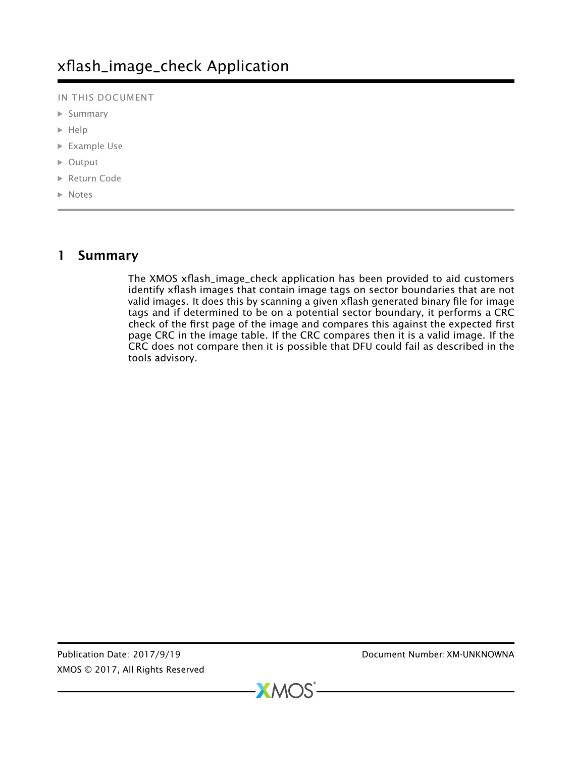# xflash_image_check Application

IN THIS DOCUMENT

- Summary
- Help
- Example Use
- Output
- Return Code
- Notes

## 1 Summary

The XMOS xflash_image_check application has been provided to aid customers identify xflash images that contain image tags on sector boundaries that are not valid images. It does this by scanning a given xflash generated binary file for image tags and if determined to be on a potential sector boundary, it performs a CRC check of the first page of the image and compares this against the expected first page CRC in the image table. If the CRC compares then it is a valid image. If the CRC does not compare then it is possible that DFU could fail as described in the tools advisory.

Publication Date: 2017/9/19
XMOS © 2017, All Rights Reserved

Document Number: XM-UNKNOWNA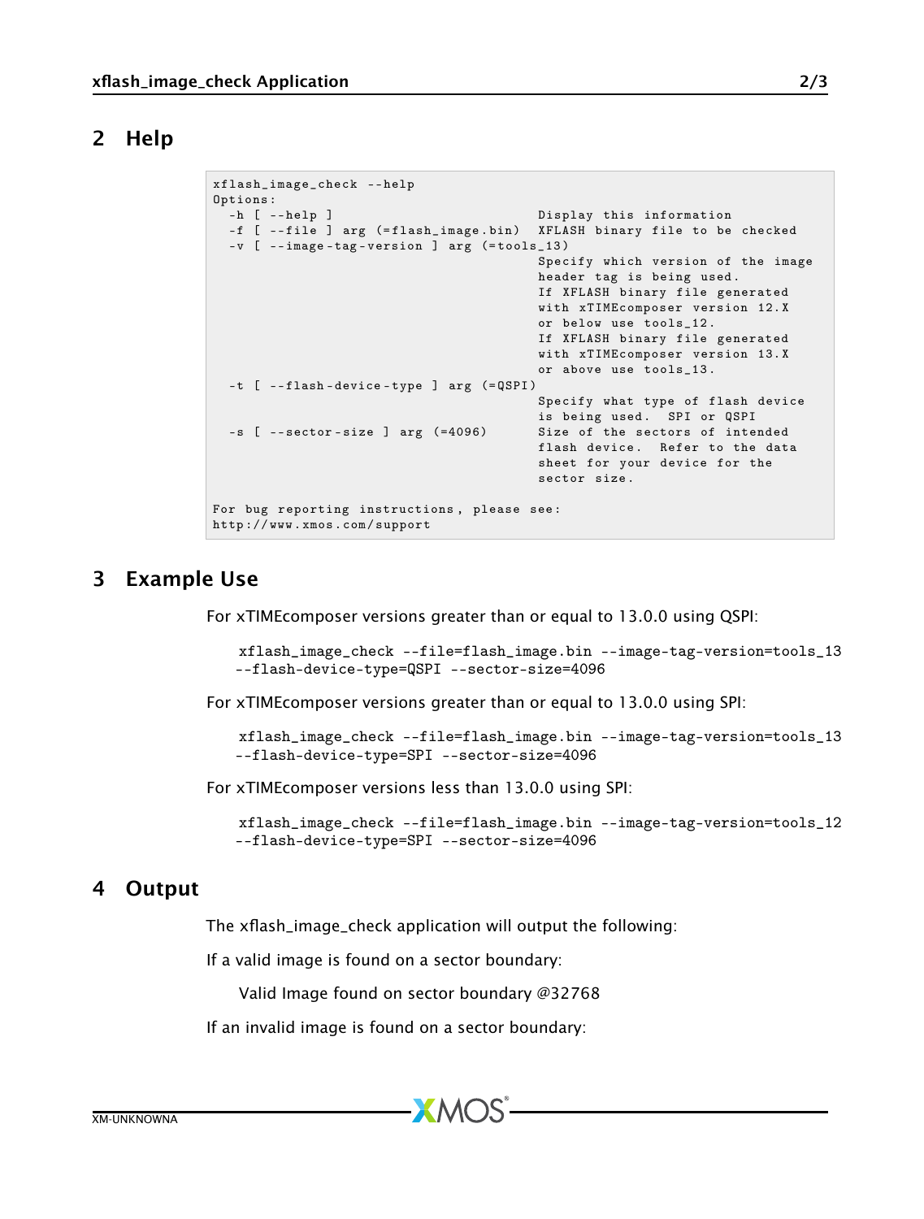## 2 Help

```
xflash_image_check --help
Options:
  -h [ --help ]                        Display this information
  -f [ --file ] arg (=flash_image.bin)  XFLASH binary file to be checked
  -v [ --image-tag-version ] arg (=tools_13)
                                       Specify which version of the image
                                       header tag is being used.
                                       If XFLASH binary file generated
                                       with xTIMEcomposer version 12.X
                                       or below use tools_12.
                                       If XFLASH binary file generated
                                       with xTIMEcomposer version 13.X
                                       or above use tools_13.
  -t [ --flash-device-type ] arg (=QSPI)
                                       Specify what type of flash device
                                       is being used.  SPI or QSPI
  -s [ --sector-size ] arg (=4096)     Size of the sectors of intended
                                       flash device.  Refer to the data
                                       sheet for your device for the
                                       sector size.

For bug reporting instructions, please see:
http://www.xmos.com/support
```

## 3 Example Use

For xTIMEcomposer versions greater than or equal to 13.0.0 using QSPI:

```
xflash_image_check --file=flash_image.bin --image-tag-version=tools_13
--flash-device-type=QSPI --sector-size=4096
```

For xTIMEcomposer versions greater than or equal to 13.0.0 using SPI:

```
xflash_image_check --file=flash_image.bin --image-tag-version=tools_13
--flash-device-type=SPI --sector-size=4096
```

For xTIMEcomposer versions less than 13.0.0 using SPI:

```
xflash_image_check --file=flash_image.bin --image-tag-version=tools_12
--flash-device-type=SPI --sector-size=4096
```

## 4 Output

The xflash_image_check application will output the following:

If a valid image is found on a sector boundary:

Valid Image found on sector boundary @32768

If an invalid image is found on a sector boundary: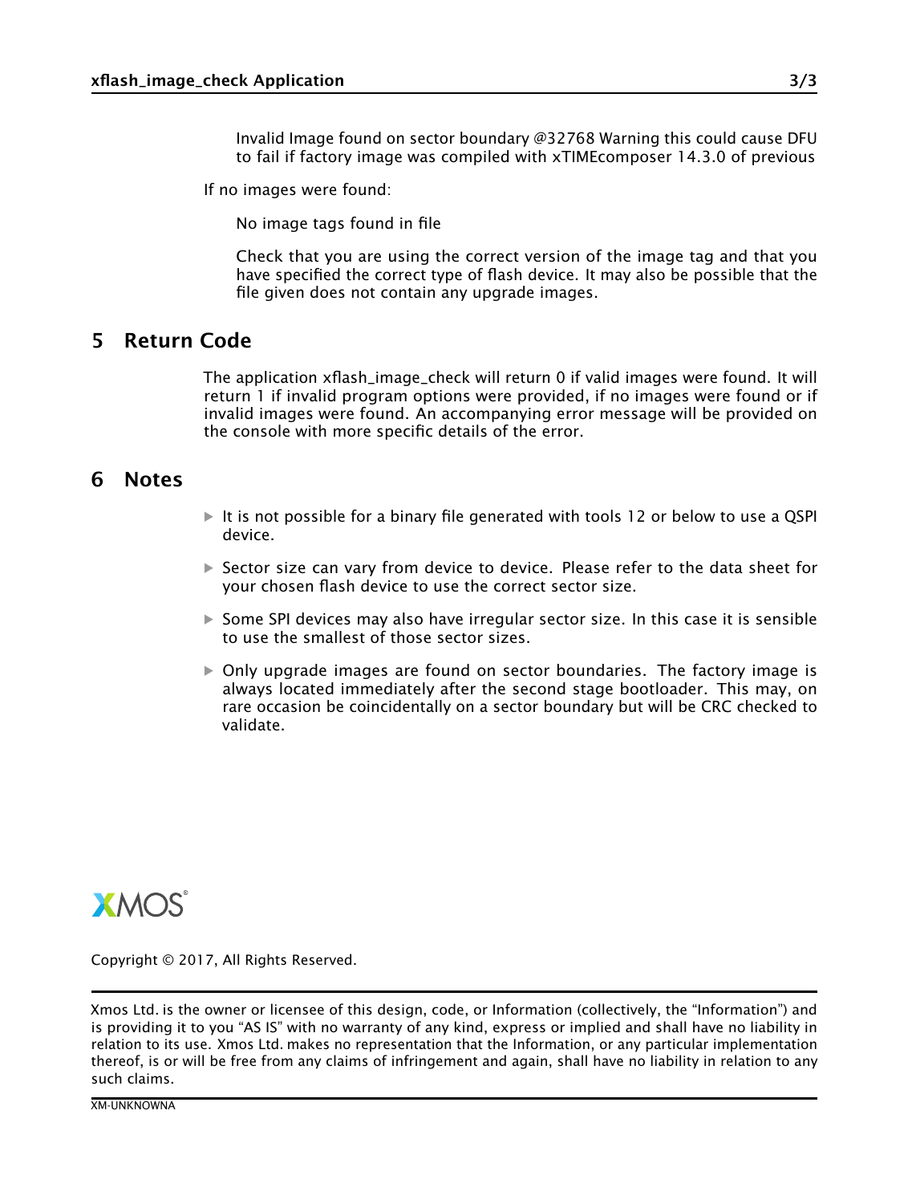Invalid Image found on sector boundary @32768 Warning this could cause DFU to fail if factory image was compiled with xTIMEcomposer 14.3.0 of previous

If no images were found:

No image tags found in file

Check that you are using the correct version of the image tag and that you have specified the correct type of flash device. It may also be possible that the file given does not contain any upgrade images.

## 5 Return Code

The application xflash_image_check will return 0 if valid images were found. It will return 1 if invalid program options were provided, if no images were found or if invalid images were found. An accompanying error message will be provided on the console with more specific details of the error.

## 6 Notes

- It is not possible for a binary file generated with tools 12 or below to use a QSPI device.
- Sector size can vary from device to device. Please refer to the data sheet for your chosen flash device to use the correct sector size.
- Some SPI devices may also have irregular sector size. In this case it is sensible to use the smallest of those sector sizes.
- Only upgrade images are found on sector boundaries. The factory image is always located immediately after the second stage bootloader. This may, on rare occasion be coincidentally on a sector boundary but will be CRC checked to validate.

XMOS®

Copyright © 2017, All Rights Reserved.

Xmos Ltd. is the owner or licensee of this design, code, or Information (collectively, the "Information") and is providing it to you "AS IS" with no warranty of any kind, express or implied and shall have no liability in relation to its use. Xmos Ltd. makes no representation that the Information, or any particular implementation thereof, is or will be free from any claims of infringement and again, shall have no liability in relation to any such claims.

XM-UNKNOWNA